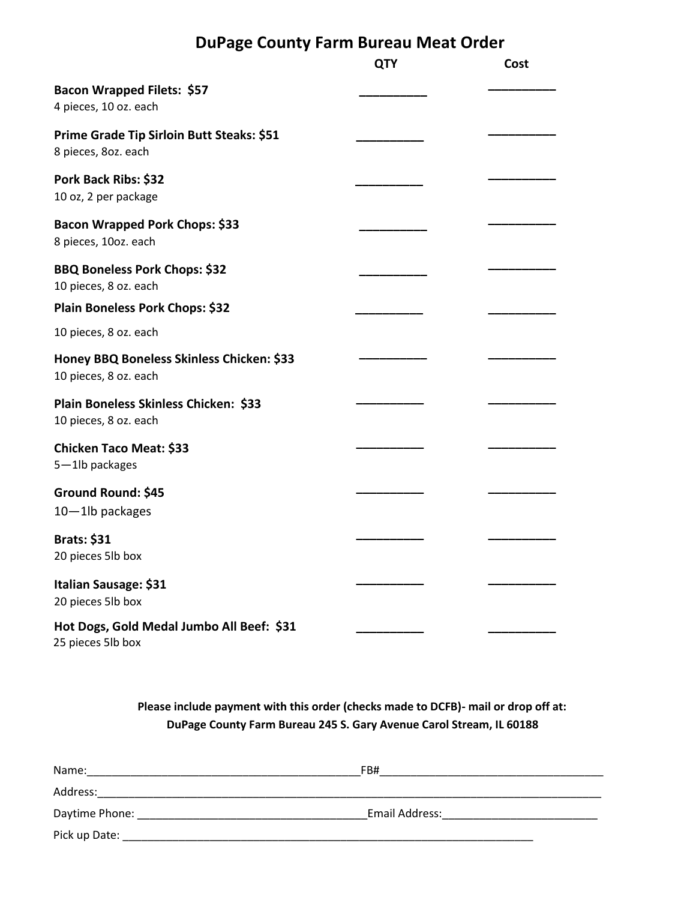# DuPage County Farm Bureau Meat Order

| Item | QTY | Cost |
|---|---|---|
| **Bacon Wrapped Filets: $57**<br>4 pieces, 10 oz. each | __________ | __________ |
| **Prime Grade Tip Sirloin Butt Steaks: $51**<br>8 pieces, 8oz. each | __________ | __________ |
| **Pork Back Ribs: $32**<br>10 oz, 2 per package | __________ | __________ |
| **Bacon Wrapped Pork Chops: $33**<br>8 pieces, 10oz. each | __________ | __________ |
| **BBQ Boneless Pork Chops: $32**<br>10 pieces, 8 oz. each | __________ | __________ |
| **Plain Boneless Pork Chops: $32**<br>10 pieces, 8 oz. each | __________ | __________ |
| **Honey BBQ Boneless Skinless Chicken: $33**<br>10 pieces, 8 oz. each | __________ | __________ |
| **Plain Boneless Skinless Chicken: $33**<br>10 pieces, 8 oz. each | __________ | __________ |
| **Chicken Taco Meat: $33**<br>5—1lb packages | __________ | __________ |
| **Ground Round: $45**<br>10—1lb packages | __________ | __________ |
| **Brats: $31**<br>20 pieces 5lb box | __________ | __________ |
| **Italian Sausage: $31**<br>20 pieces 5lb box | __________ | __________ |
| **Hot Dogs, Gold Medal Jumbo All Beef: $31**<br>25 pieces 5lb box | __________ | __________ |

**Please include payment with this order (checks made to DCFB)- mail or drop off at:**
**DuPage County Farm Bureau 245 S. Gary Avenue Carol Stream, IL 60188**

Name:_____________________________________________FB#____________________________________

Address:__________________________________________________________________________________

Daytime Phone: ______________________________________Email Address:_________________________

Pick up Date: _______________________________________________________________________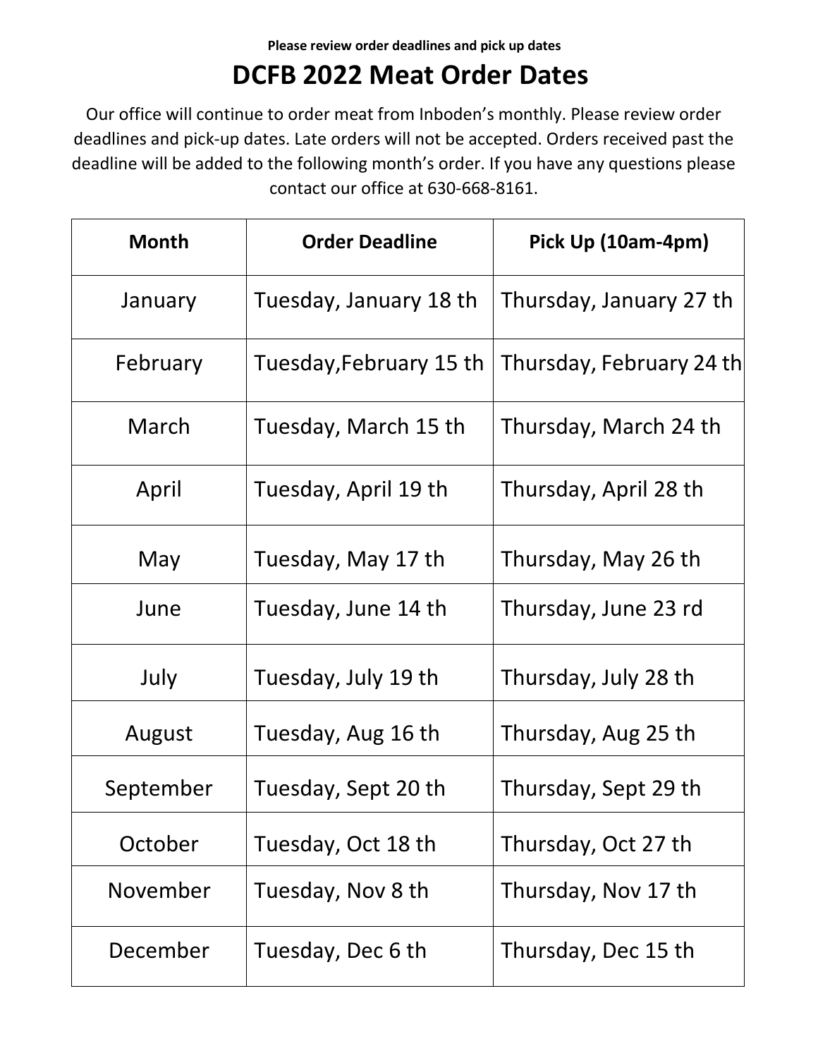**Please review order deadlines and pick up dates**

# DCFB 2022 Meat Order Dates

Our office will continue to order meat from Inboden's monthly. Please review order deadlines and pick-up dates. Late orders will not be accepted. Orders received past the deadline will be added to the following month's order. If you have any questions please contact our office at 630-668-8161.

| Month | Order Deadline | Pick Up (10am-4pm) |
|---|---|---|
| January | Tuesday, January 18 th | Thursday, January 27 th |
| February | Tuesday,February 15 th | Thursday, February 24 th |
| March | Tuesday, March 15 th | Thursday, March 24 th |
| April | Tuesday, April 19 th | Thursday, April 28 th |
| May | Tuesday, May 17 th | Thursday, May 26 th |
| June | Tuesday, June 14 th | Thursday, June 23 rd |
| July | Tuesday, July 19 th | Thursday, July 28 th |
| August | Tuesday, Aug 16 th | Thursday, Aug 25 th |
| September | Tuesday, Sept 20 th | Thursday, Sept 29 th |
| October | Tuesday, Oct 18 th | Thursday, Oct 27 th |
| November | Tuesday, Nov 8 th | Thursday, Nov 17 th |
| December | Tuesday, Dec 6 th | Thursday, Dec 15 th |